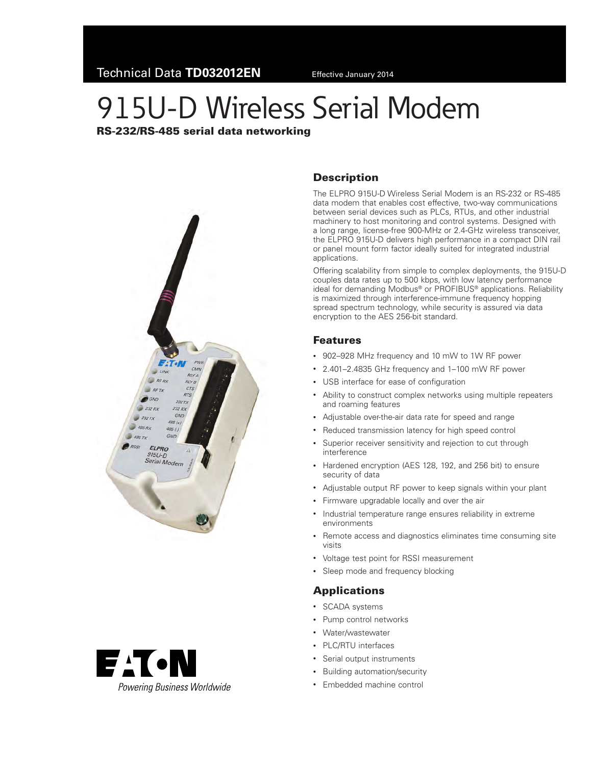Technical Data **TD032012EN** Effective January 2014

# 915U-D Wireless Serial Modem

**RS-232/RS-485 serial data networking**

## Description

The ELPRO 915U-D Wireless Serial Modem is an RS-232 or RS-485 data modem that enables cost effective, two-way communications between serial devices such as PLCs, RTUs, and other industrial machinery to host monitoring and control systems. Designed with a long range, license-free 900-MHz or 2.4-GHz wireless transceiver, the ELPRO 915U-D delivers high performance in a compact DIN rail or panel mount form factor ideally suited for integrated industrial applications.

Offering scalability from simple to complex deployments, the 915U-D couples data rates up to 500 kbps, with low latency performance ideal for demanding Modbus® or PROFIBUS® applications. Reliability is maximized through interference-immune frequency hopping spread spectrum technology, while security is assured via data encryption to the AES 256-bit standard.

## Features

- 902–928 MHz frequency and 10 mW to 1W RF power
- 2.401–2.4835 GHz frequency and 1–100 mW RF power
- USB interface for ease of configuration
- Ability to construct complex networks using multiple repeaters and roaming features
- Adjustable over-the-air data rate for speed and range
- Reduced transmission latency for high speed control
- Superior receiver sensitivity and rejection to cut through interference
- Hardened encryption (AES 128, 192, and 256 bit) to ensure security of data
- Adjustable output RF power to keep signals within your plant
- Firmware upgradable locally and over the air
- Industrial temperature range ensures reliability in extreme environments
- Remote access and diagnostics eliminates time consuming site visits
- Voltage test point for RSSI measurement
- Sleep mode and frequency blocking

## Applications

- SCADA systems
- Pump control networks
- Water/wastewater
- PLC/RTU interfaces
- Serial output instruments
- Building automation/security
- Embedded machine control

EATON

*Powering Business Worldwide*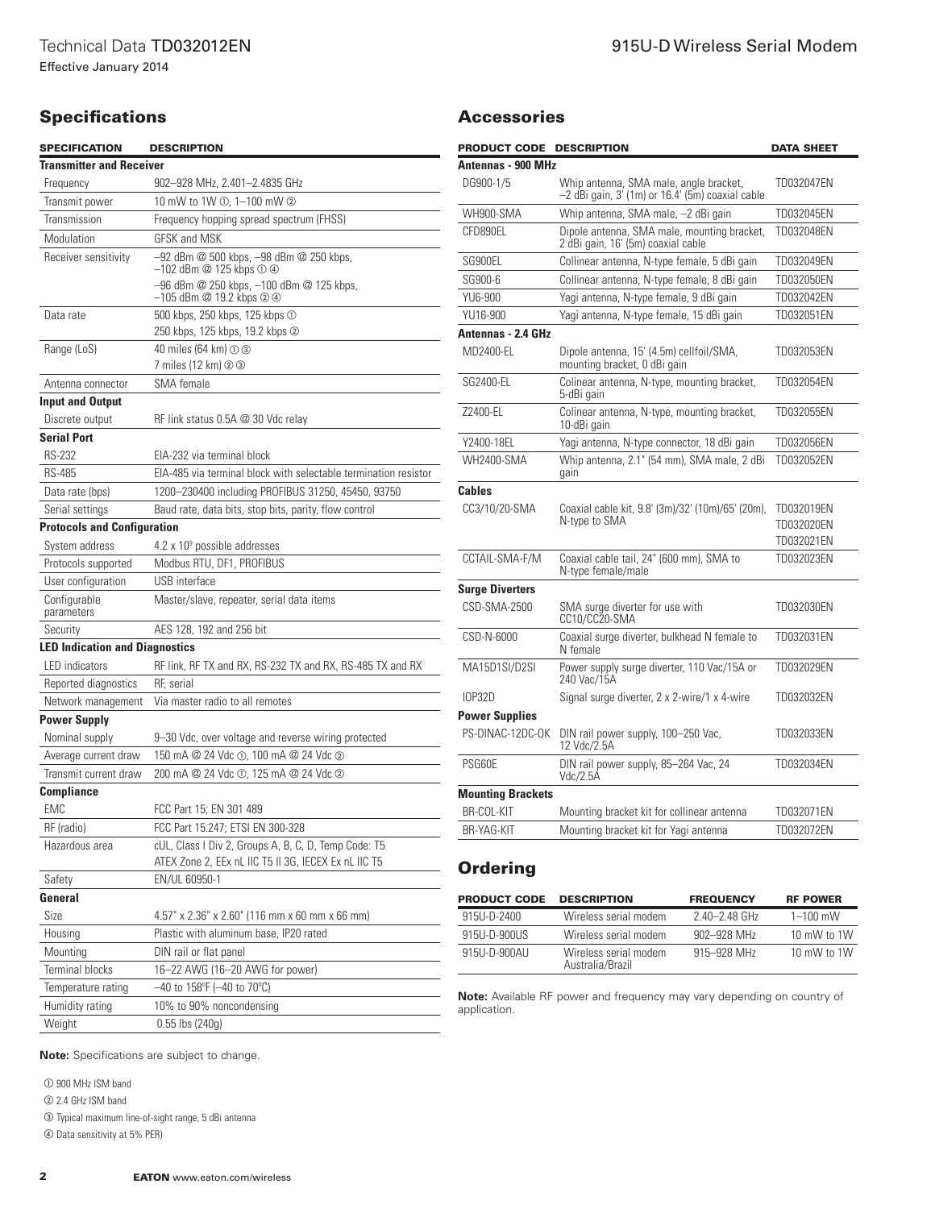## Specifications

| SPECIFICATION | DESCRIPTION |
|---|---|
| **Transmitter and Receiver** | |
| Frequency | 902–928 MHz, 2.401–2.4835 GHz |
| Transmit power | 10 mW to 1W ①, 1–100 mW ② |
| Transmission | Frequency hopping spread spectrum (FHSS) |
| Modulation | GFSK and MSK |
| Receiver sensitivity | –92 dBm @ 500 kbps, –98 dBm @ 250 kbps, –102 dBm @ 125 kbps ① ④<br>–96 dBm @ 250 kbps, –100 dBm @ 125 kbps, –105 dBm @ 19.2 kbps ② ④ |
| Data rate | 500 kbps, 250 kbps, 125 kbps ①<br>250 kbps, 125 kbps, 19.2 kbps ② |
| Range (LoS) | 40 miles (64 km) ① ③<br>7 miles (12 km) ② ③ |
| Antenna connector | SMA female |
| **Input and Output** | |
| Discrete output | RF link status 0.5A @ 30 Vdc relay |
| **Serial Port** | |
| RS-232 | EIA-232 via terminal block |
| RS-485 | EIA-485 via terminal block with selectable termination resistor |
| Data rate (bps) | 1200–230400 including PROFIBUS 31250, 45450, 93750 |
| Serial settings | Baud rate, data bits, stop bits, parity, flow control |
| **Protocols and Configuration** | |
| System address | $4.2 \times 10^9$ possible addresses |
| Protocols supported | Modbus RTU, DF1, PROFIBUS |
| User configuration | USB interface |
| Configurable parameters | Master/slave, repeater, serial data items |
| Security | AES 128, 192 and 256 bit |
| **LED Indication and Diagnostics** | |
| LED indicators | RF link, RF TX and RX, RS-232 TX and RX, RS-485 TX and RX |
| Reported diagnostics | RF, serial |
| Network management | Via master radio to all remotes |
| **Power Supply** | |
| Nominal supply | 9–30 Vdc, over voltage and reverse wiring protected |
| Average current draw | 150 mA @ 24 Vdc ①, 100 mA @ 24 Vdc ② |
| Transmit current draw | 200 mA @ 24 Vdc ①, 125 mA @ 24 Vdc ② |
| **Compliance** | |
| EMC | FCC Part 15; EN 301 489 |
| RF (radio) | FCC Part 15.247; ETSI EN 300-328 |
| Hazardous area | cUL, Class I Div 2, Groups A, B, C, D, Temp Code: T5<br>ATEX Zone 2, EEx nL IIC T5 II 3G, IECEX Ex nL IIC T5 |
| Safety | EN/UL 60950-1 |
| **General** | |
| Size | 4.57" x 2.36" x 2.60" (116 mm x 60 mm x 66 mm) |
| Housing | Plastic with aluminum base, IP20 rated |
| Mounting | DIN rail or flat panel |
| Terminal blocks | 16–22 AWG (16–20 AWG for power) |
| Temperature rating | –40 to 158°F (–40 to 70°C) |
| Humidity rating | 10% to 90% noncondensing |
| Weight | 0.55 lbs (240g) |

**Note:** Specifications are subject to change.

① 900 MHz ISM band

② 2.4 GHz ISM band

③ Typical maximum line-of-sight range, 5 dBi antenna

④ Data sensitivity at 5% PER)

## Accessories

| PRODUCT CODE | DESCRIPTION | DATA SHEET |
|---|---|---|
| **Antennas - 900 MHz** | | |
| DG900-1/5 | Whip antenna, SMA male, angle bracket, –2 dBi gain, 3' (1m) or 16.4' (5m) coaxial cable | TD032047EN |
| WH900-SMA | Whip antenna, SMA male, –2 dBi gain | TD032045EN |
| CFD890EL | Dipole antenna, SMA male, mounting bracket, 2 dBi gain, 16' (5m) coaxial cable | TD032048EN |
| SG900EL | Collinear antenna, N-type female, 5 dBi gain | TD032049EN |
| SG900-6 | Collinear antenna, N-type female, 8 dBi gain | TD032050EN |
| YU6-900 | Yagi antenna, N-type female, 9 dBi gain | TD032042EN |
| YU16-900 | Yagi antenna, N-type female, 15 dBi gain | TD032051EN |
| **Antennas - 2.4 GHz** | | |
| MD2400-EL | Dipole antenna, 15' (4.5m) cellfoil/SMA, mounting bracket, 0 dBi gain | TD032053EN |
| SG2400-EL | Colinear antenna, N-type, mounting bracket, 5-dBi gain | TD032054EN |
| Z2400-EL | Colinear antenna, N-type, mounting bracket, 10-dBi gain | TD032055EN |
| Y2400-18EL | Yagi antenna, N-type connector, 18 dBi gain | TD032056EN |
| WH2400-SMA | Whip antenna, 2.1" (54 mm), SMA male, 2 dBi gain | TD032052EN |
| **Cables** | | |
| CC3/10/20-SMA | Coaxial cable kit, 9.8' (3m)/32' (10m)/65' (20m), N-type to SMA | TD032019EN<br>TD032020EN<br>TD032021EN |
| CCTAIL-SMA-F/M | Coaxial cable tail, 24" (600 mm), SMA to N-type female/male | TD032023EN |
| **Surge Diverters** | | |
| CSD-SMA-2500 | SMA surge diverter for use with CC10/CC20-SMA | TD032030EN |
| CSD-N-6000 | Coaxial surge diverter, bulkhead N female to N female | TD032031EN |
| MA15D1SI/D2SI | Power supply surge diverter, 110 Vac/15A or 240 Vac/15A | TD032029EN |
| IOP32D | Signal surge diverter, 2 x 2-wire/1 x 4-wire | TD032032EN |
| **Power Supplies** | | |
| PS-DINAC-12DC-OK | DIN rail power supply, 100–250 Vac, 12 Vdc/2.5A | TD032033EN |
| PSG60E | DIN rail power supply, 85–264 Vac, 24 Vdc/2.5A | TD032034EN |
| **Mounting Brackets** | | |
| BR-COL-KIT | Mounting bracket kit for collinear antenna | TD032071EN |
| BR-YAG-KIT | Mounting bracket kit for Yagi antenna | TD032072EN |

## Ordering

| PRODUCT CODE | DESCRIPTION | FREQUENCY | RF POWER |
|---|---|---|---|
| 915U-D-2400 | Wireless serial modem | 2.40–2.48 GHz | 1–100 mW |
| 915U-D-900US | Wireless serial modem | 902–928 MHz | 10 mW to 1W |
| 915U-D-900AU | Wireless serial modem Australia/Brazil | 915–928 MHz | 10 mW to 1W |

**Note:** Available RF power and frequency may vary depending on country of application.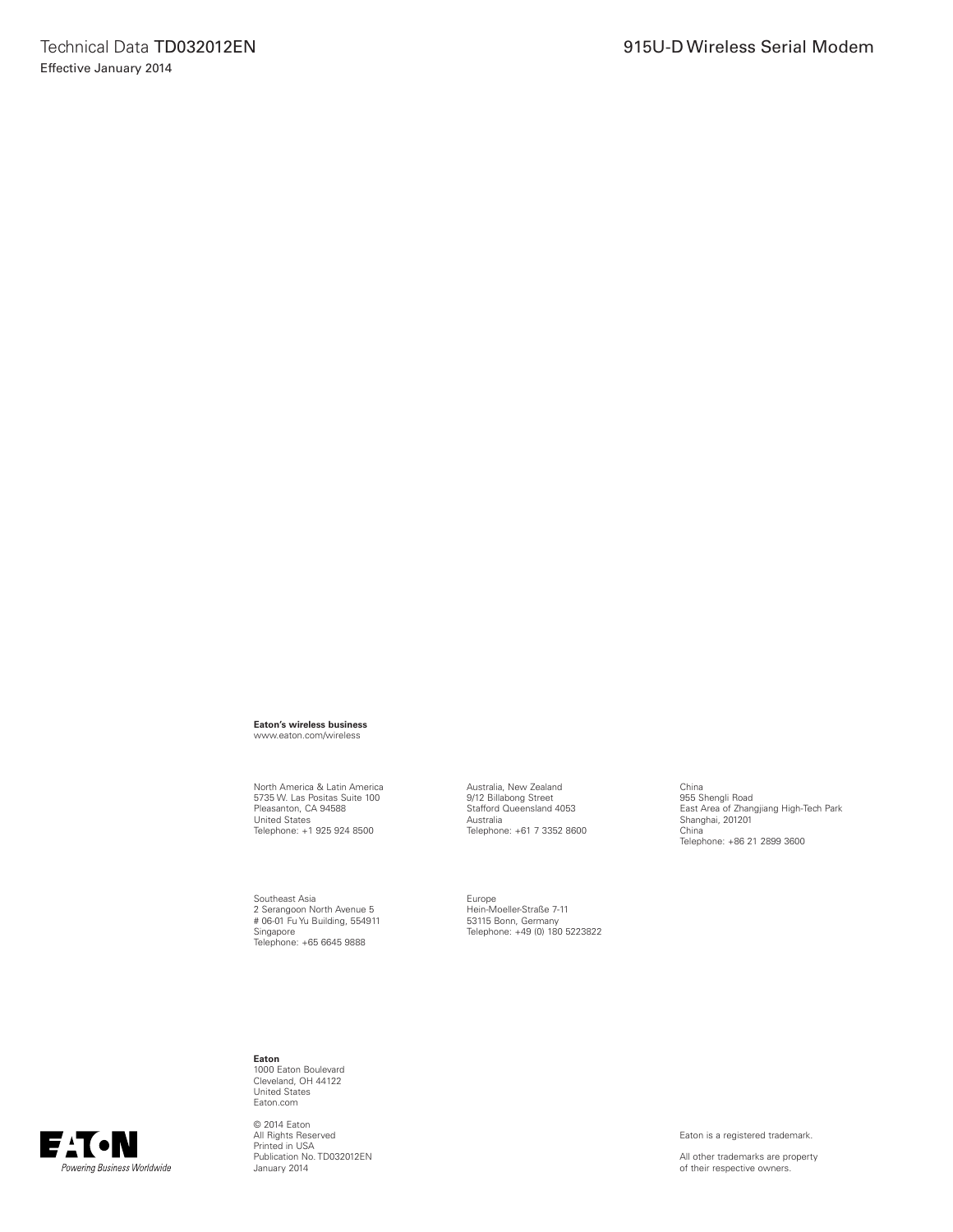**Eaton's wireless business**
www.eaton.com/wireless

North America & Latin America
5735 W. Las Positas Suite 100
Pleasanton, CA 94588
United States
Telephone: +1 925 924 8500

Australia, New Zealand
9/12 Billabong Street
Stafford Queensland 4053
Australia
Telephone: +61 7 3352 8600

China
955 Shengli Road
East Area of Zhangjiang High-Tech Park
Shanghai, 201201
China
Telephone: +86 21 2899 3600

Southeast Asia
2 Serangoon North Avenue 5
# 06-01 Fu Yu Building, 554911
Singapore
Telephone: +65 6645 9888

Europe
Hein-Moeller-Straße 7-11
53115 Bonn, Germany
Telephone: +49 (0) 180 5223822

**Eaton**
1000 Eaton Boulevard
Cleveland, OH 44122
United States
Eaton.com

© 2014 Eaton
All Rights Reserved
Printed in USA
Publication No. TD032012EN
January 2014

EATON
*Powering Business Worldwide*

Eaton is a registered trademark.

All other trademarks are property of their respective owners.